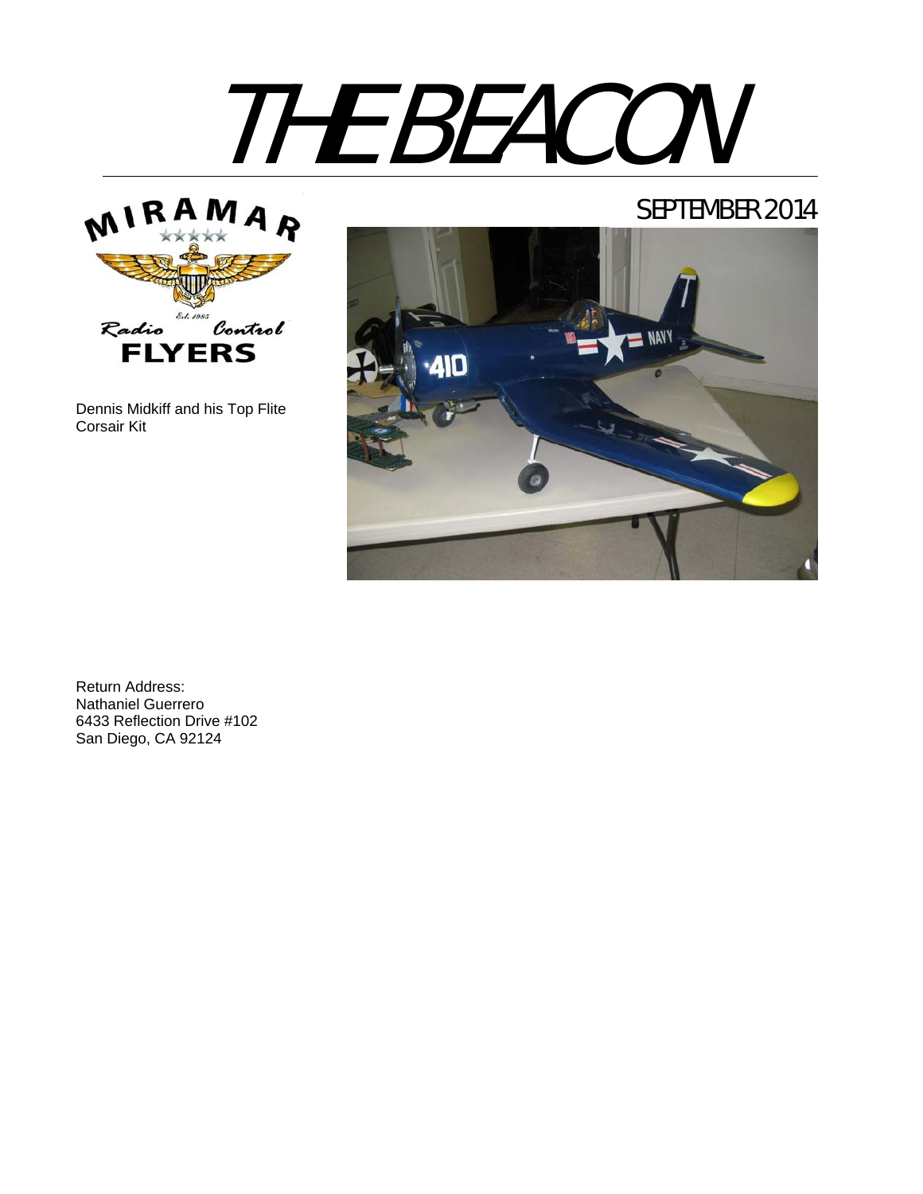# THE BEACON

SEPTEMBER 2014

Dennis Midkiff and his Top Flite Corsair Kit

Return Address:
Nathaniel Guerrero
6433 Reflection Drive #102
San Diego, CA 92124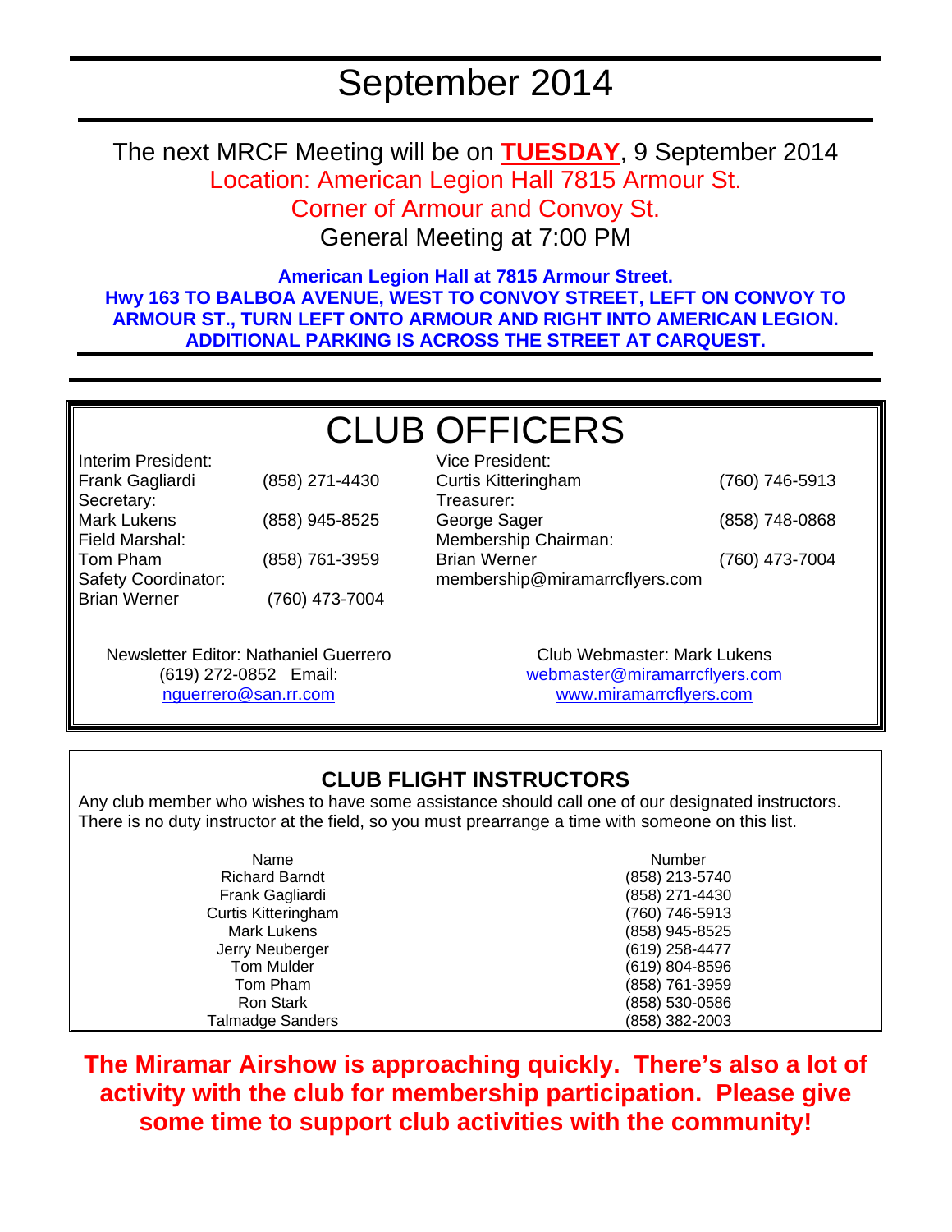# September 2014

The next MRCF Meeting will be on **TUESDAY**, 9 September 2014
Location: American Legion Hall 7815 Armour St.
Corner of Armour and Convoy St.
General Meeting at 7:00 PM

**American Legion Hall at 7815 Armour Street.**
**Hwy 163 TO BALBOA AVENUE, WEST TO CONVOY STREET, LEFT ON CONVOY TO ARMOUR ST., TURN LEFT ONTO ARMOUR AND RIGHT INTO AMERICAN LEGION. ADDITIONAL PARKING IS ACROSS THE STREET AT CARQUEST.**

## CLUB OFFICERS

Interim President:
Frank Gagliardi (858) 271-4430

Secretary:
Mark Lukens (858) 945-8525

Field Marshal:
Tom Pham (858) 761-3959

Safety Coordinator:
Brian Werner (760) 473-7004

Vice President:
Curtis Kitteringham (760) 746-5913

Treasurer:
George Sager (858) 748-0868

Membership Chairman:
Brian Werner (760) 473-7004
membership@miramarrcflyers.com

Newsletter Editor: Nathaniel Guerrero
(619) 272-0852 Email:
nguerrero@san.rr.com

Club Webmaster: Mark Lukens
webmaster@miramarrcflyers.com
www.miramarrcflyers.com

## CLUB FLIGHT INSTRUCTORS

Any club member who wishes to have some assistance should call one of our designated instructors. There is no duty instructor at the field, so you must prearrange a time with someone on this list.

| Name | Number |
|---|---|
| Richard Barndt | (858) 213-5740 |
| Frank Gagliardi | (858) 271-4430 |
| Curtis Kitteringham | (760) 746-5913 |
| Mark Lukens | (858) 945-8525 |
| Jerry Neuberger | (619) 258-4477 |
| Tom Mulder | (619) 804-8596 |
| Tom Pham | (858) 761-3959 |
| Ron Stark | (858) 530-0586 |
| Talmadge Sanders | (858) 382-2003 |

**The Miramar Airshow is approaching quickly. There's also a lot of activity with the club for membership participation. Please give some time to support club activities with the community!**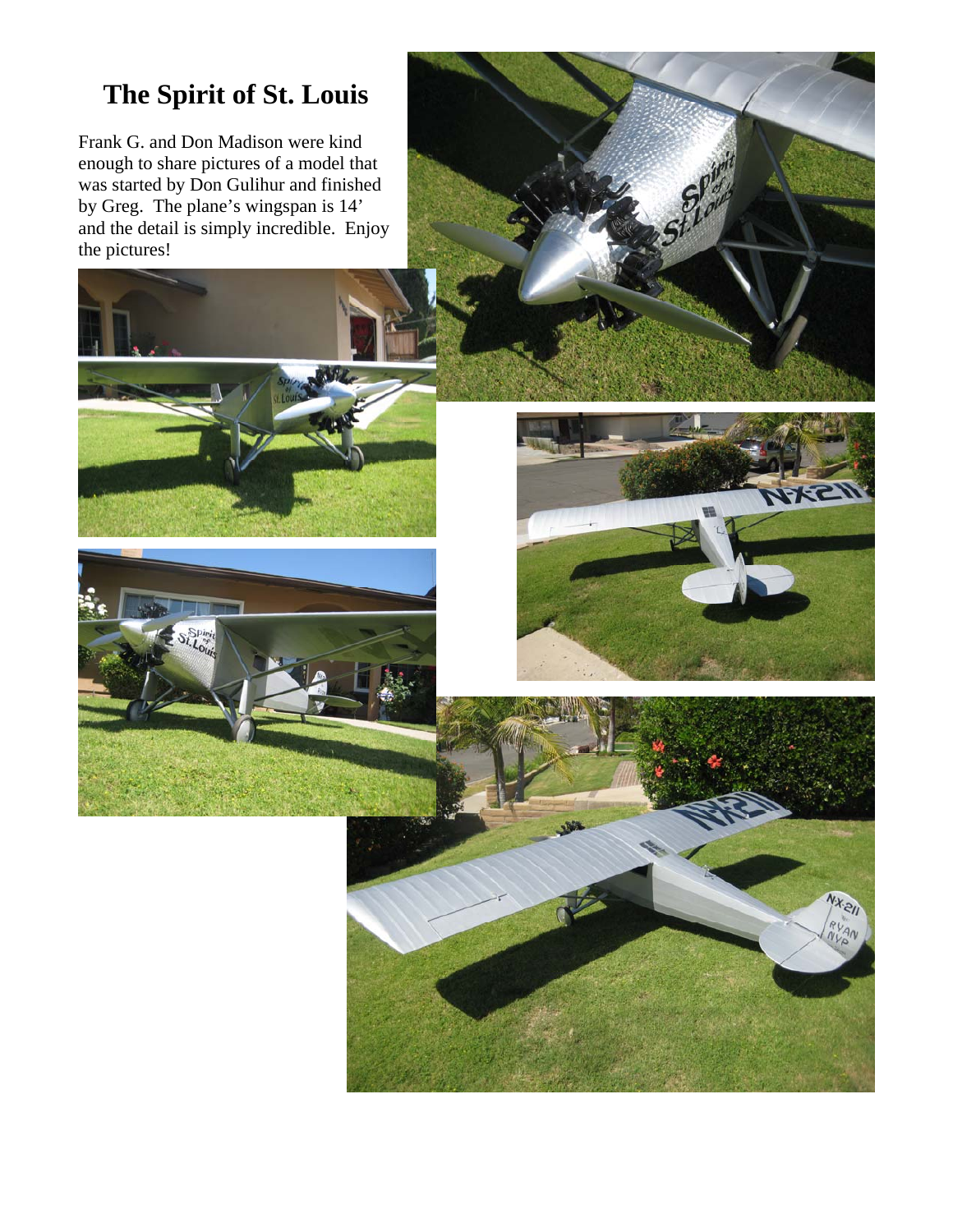# The Spirit of St. Louis

Frank G. and Don Madison were kind enough to share pictures of a model that was started by Don Gulihur and finished by Greg. The plane's wingspan is 14' and the detail is simply incredible. Enjoy the pictures!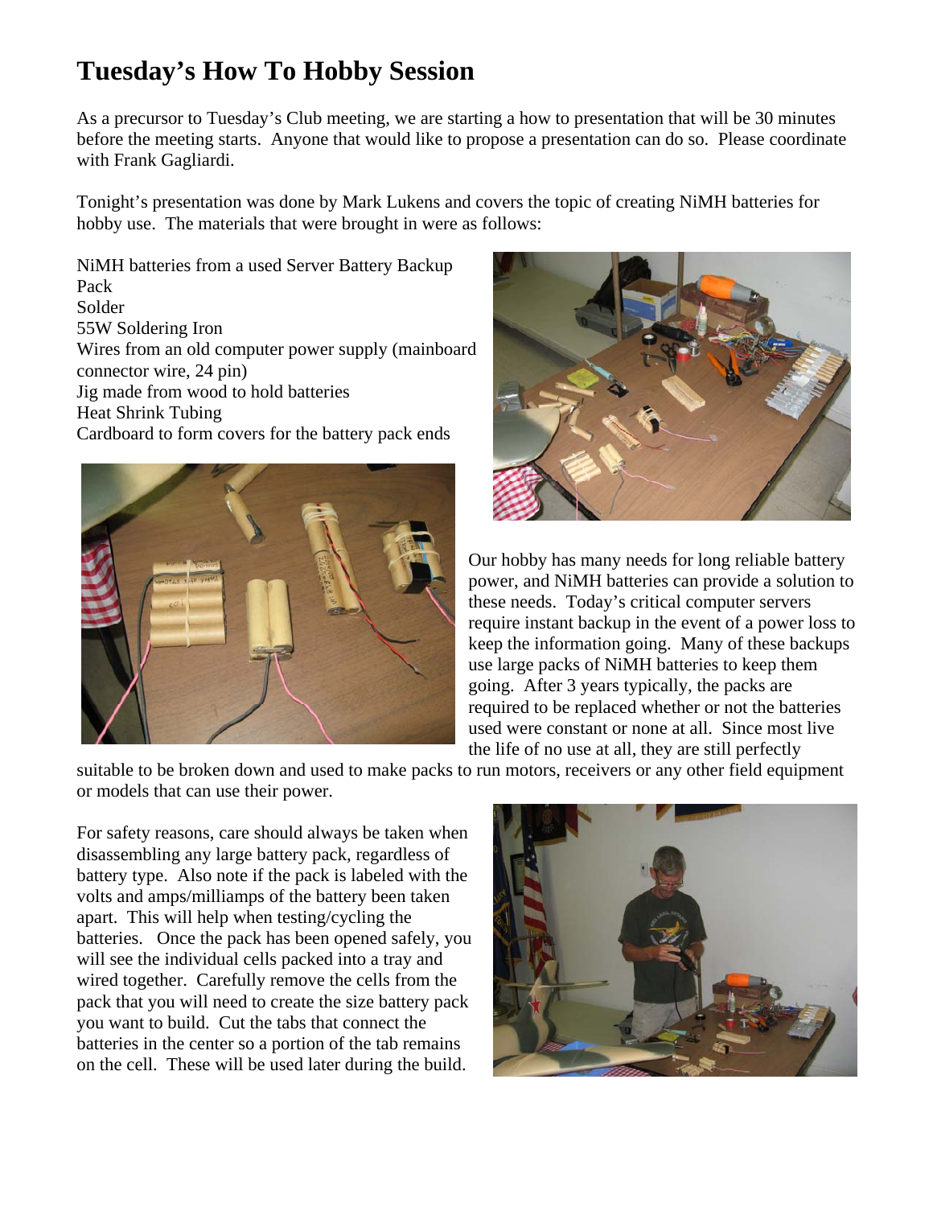# Tuesday's How To Hobby Session

As a precursor to Tuesday's Club meeting, we are starting a how to presentation that will be 30 minutes before the meeting starts. Anyone that would like to propose a presentation can do so. Please coordinate with Frank Gagliardi.

Tonight's presentation was done by Mark Lukens and covers the topic of creating NiMH batteries for hobby use. The materials that were brought in were as follows:

NiMH batteries from a used Server Battery Backup Pack
Solder
55W Soldering Iron
Wires from an old computer power supply (mainboard connector wire, 24 pin)
Jig made from wood to hold batteries
Heat Shrink Tubing
Cardboard to form covers for the battery pack ends

Our hobby has many needs for long reliable battery power, and NiMH batteries can provide a solution to these needs. Today's critical computer servers require instant backup in the event of a power loss to keep the information going. Many of these backups use large packs of NiMH batteries to keep them going. After 3 years typically, the packs are required to be replaced whether or not the batteries used were constant or none at all. Since most live the life of no use at all, they are still perfectly suitable to be broken down and used to make packs to run motors, receivers or any other field equipment or models that can use their power.

For safety reasons, care should always be taken when disassembling any large battery pack, regardless of battery type. Also note if the pack is labeled with the volts and amps/milliamps of the battery been taken apart. This will help when testing/cycling the batteries. Once the pack has been opened safely, you will see the individual cells packed into a tray and wired together. Carefully remove the cells from the pack that you will need to create the size battery pack you want to build. Cut the tabs that connect the batteries in the center so a portion of the tab remains on the cell. These will be used later during the build.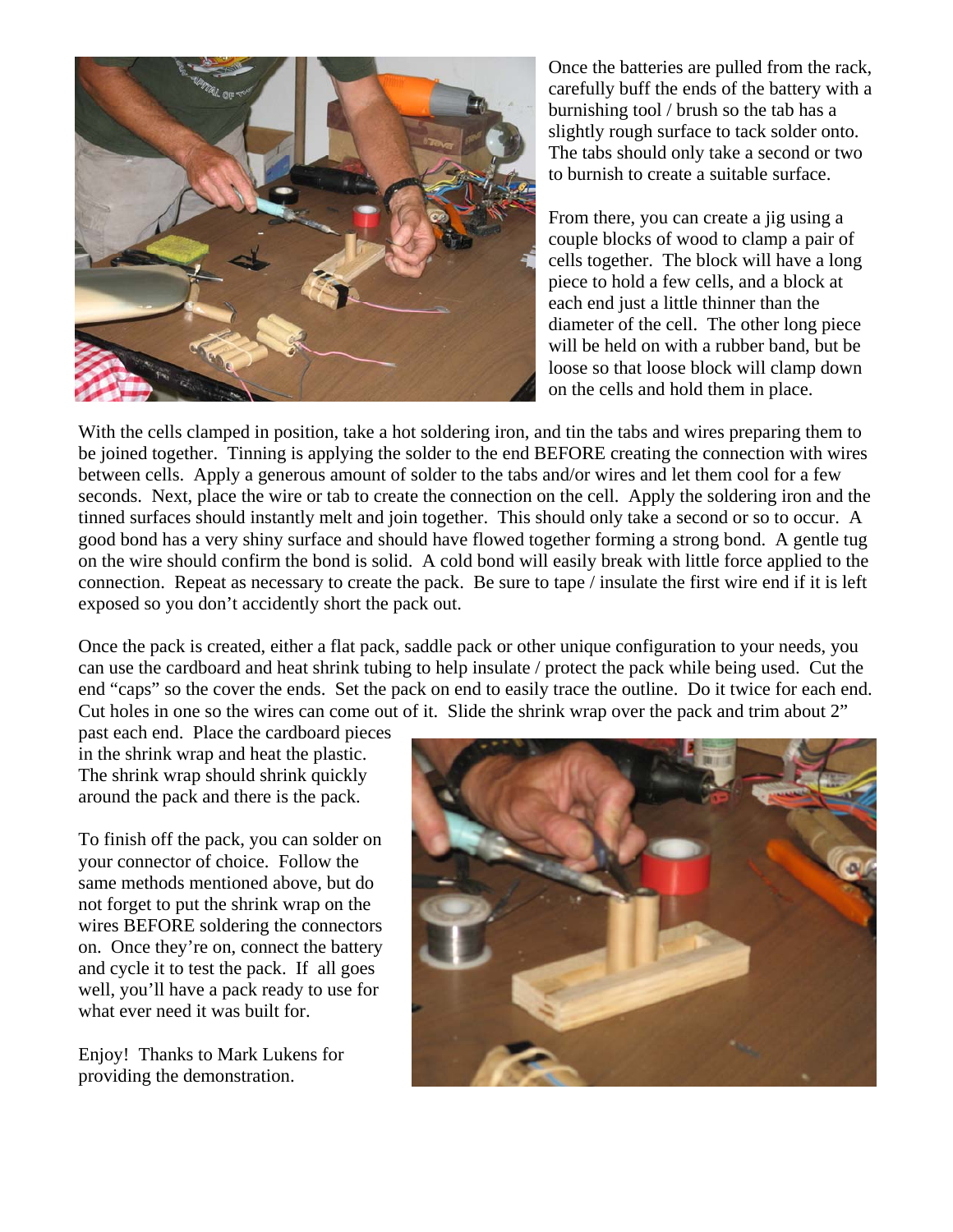Once the batteries are pulled from the rack, carefully buff the ends of the battery with a burnishing tool / brush so the tab has a slightly rough surface to tack solder onto. The tabs should only take a second or two to burnish to create a suitable surface.

From there, you can create a jig using a couple blocks of wood to clamp a pair of cells together. The block will have a long piece to hold a few cells, and a block at each end just a little thinner than the diameter of the cell. The other long piece will be held on with a rubber band, but be loose so that loose block will clamp down on the cells and hold them in place.

With the cells clamped in position, take a hot soldering iron, and tin the tabs and wires preparing them to be joined together. Tinning is applying the solder to the end BEFORE creating the connection with wires between cells. Apply a generous amount of solder to the tabs and/or wires and let them cool for a few seconds. Next, place the wire or tab to create the connection on the cell. Apply the soldering iron and the tinned surfaces should instantly melt and join together. This should only take a second or so to occur. A good bond has a very shiny surface and should have flowed together forming a strong bond. A gentle tug on the wire should confirm the bond is solid. A cold bond will easily break with little force applied to the connection. Repeat as necessary to create the pack. Be sure to tape / insulate the first wire end if it is left exposed so you don't accidently short the pack out.

Once the pack is created, either a flat pack, saddle pack or other unique configuration to your needs, you can use the cardboard and heat shrink tubing to help insulate / protect the pack while being used. Cut the end "caps" so the cover the ends. Set the pack on end to easily trace the outline. Do it twice for each end. Cut holes in one so the wires can come out of it. Slide the shrink wrap over the pack and trim about 2" past each end. Place the cardboard pieces in the shrink wrap and heat the plastic. The shrink wrap should shrink quickly around the pack and there is the pack.

To finish off the pack, you can solder on your connector of choice. Follow the same methods mentioned above, but do not forget to put the shrink wrap on the wires BEFORE soldering the connectors on. Once they're on, connect the battery and cycle it to test the pack. If all goes well, you'll have a pack ready to use for what ever need it was built for.

Enjoy! Thanks to Mark Lukens for providing the demonstration.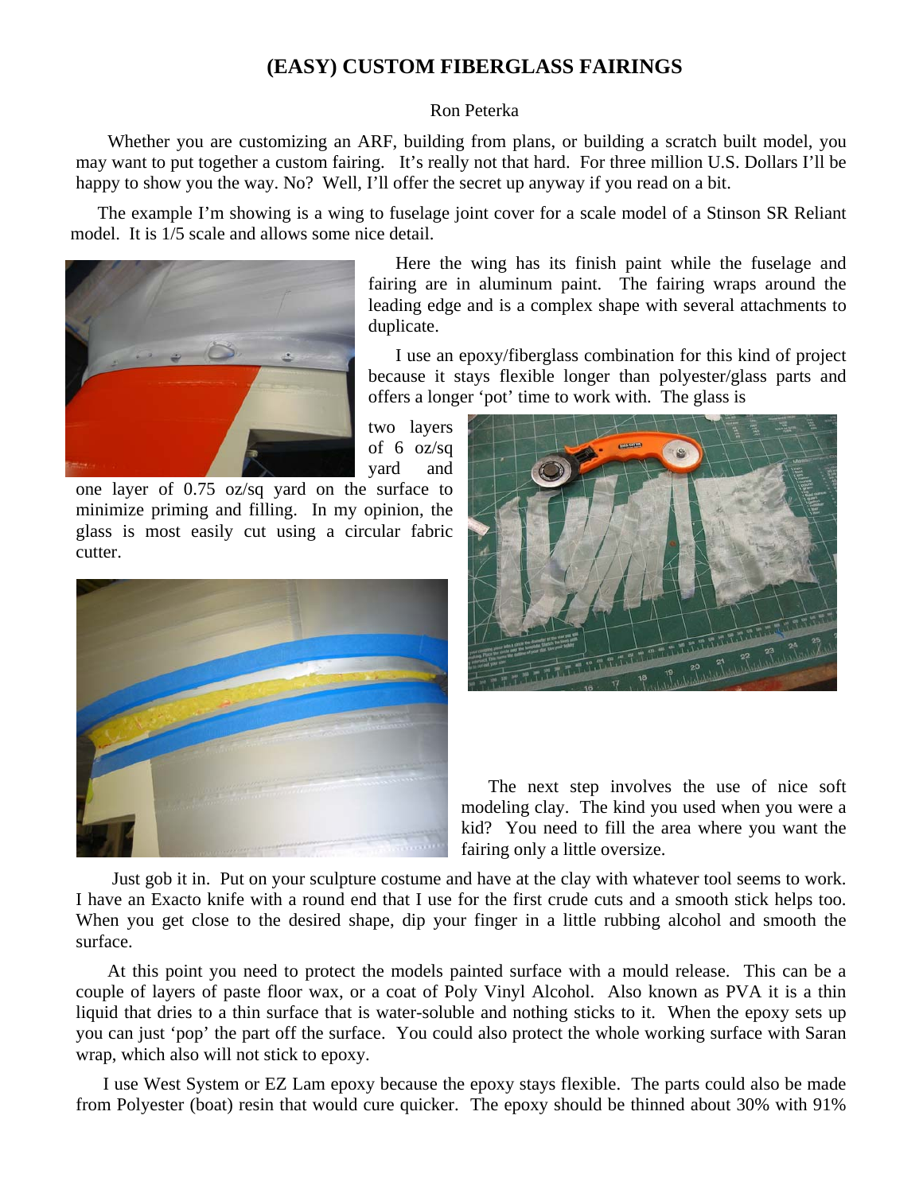# (EASY) CUSTOM FIBERGLASS FAIRINGS

Ron Peterka

Whether you are customizing an ARF, building from plans, or building a scratch built model, you may want to put together a custom fairing. It's really not that hard. For three million U.S. Dollars I'll be happy to show you the way. No? Well, I'll offer the secret up anyway if you read on a bit.

The example I'm showing is a wing to fuselage joint cover for a scale model of a Stinson SR Reliant model. It is 1/5 scale and allows some nice detail.

Here the wing has its finish paint while the fuselage and fairing are in aluminum paint. The fairing wraps around the leading edge and is a complex shape with several attachments to duplicate.

I use an epoxy/fiberglass combination for this kind of project because it stays flexible longer than polyester/glass parts and offers a longer 'pot' time to work with. The glass is two layers of 6 oz/sq yard and one layer of 0.75 oz/sq yard on the surface to minimize priming and filling. In my opinion, the glass is most easily cut using a circular fabric cutter.

The next step involves the use of nice soft modeling clay. The kind you used when you were a kid? You need to fill the area where you want the fairing only a little oversize.

Just gob it in. Put on your sculpture costume and have at the clay with whatever tool seems to work. I have an Exacto knife with a round end that I use for the first crude cuts and a smooth stick helps too. When you get close to the desired shape, dip your finger in a little rubbing alcohol and smooth the surface.

At this point you need to protect the models painted surface with a mould release. This can be a couple of layers of paste floor wax, or a coat of Poly Vinyl Alcohol. Also known as PVA it is a thin liquid that dries to a thin surface that is water-soluble and nothing sticks to it. When the epoxy sets up you can just 'pop' the part off the surface. You could also protect the whole working surface with Saran wrap, which also will not stick to epoxy.

I use West System or EZ Lam epoxy because the epoxy stays flexible. The parts could also be made from Polyester (boat) resin that would cure quicker. The epoxy should be thinned about 30% with 91%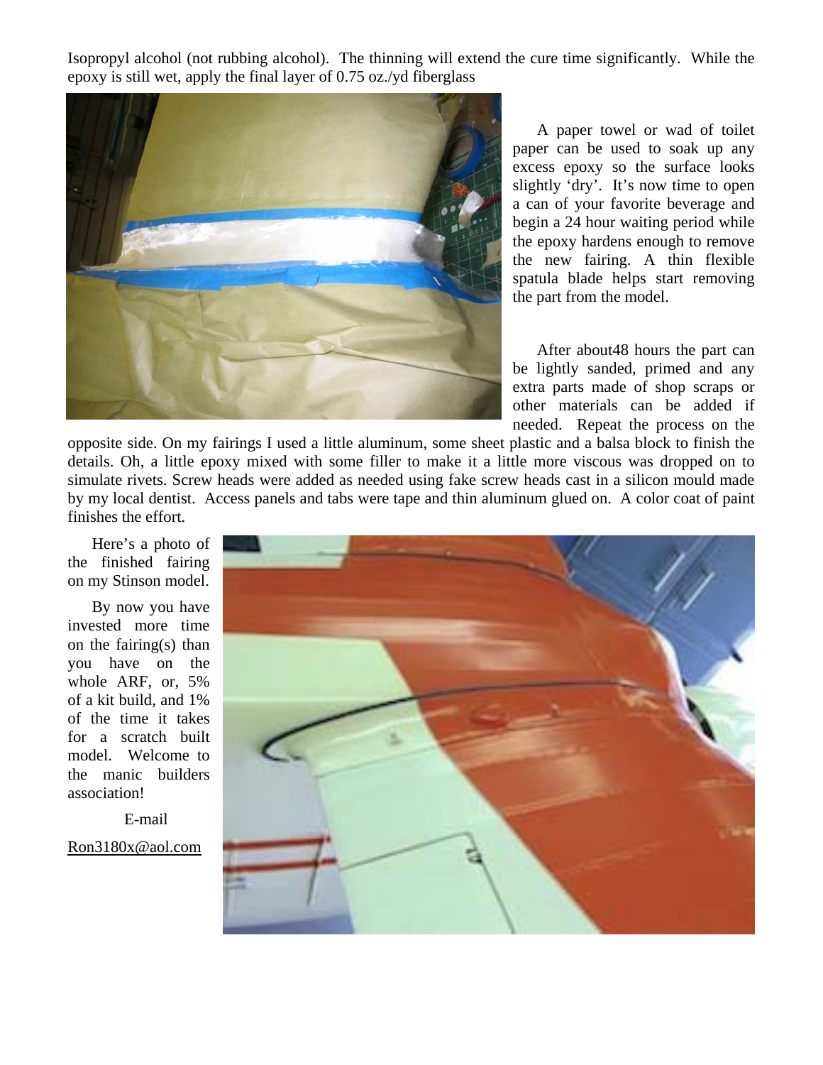Isopropyl alcohol (not rubbing alcohol). The thinning will extend the cure time significantly. While the epoxy is still wet, apply the final layer of 0.75 oz./yd fiberglass

A paper towel or wad of toilet paper can be used to soak up any excess epoxy so the surface looks slightly 'dry'. It's now time to open a can of your favorite beverage and begin a 24 hour waiting period while the epoxy hardens enough to remove the new fairing. A thin flexible spatula blade helps start removing the part from the model.

After about48 hours the part can be lightly sanded, primed and any extra parts made of shop scraps or other materials can be added if needed. Repeat the process on the opposite side. On my fairings I used a little aluminum, some sheet plastic and a balsa block to finish the details. Oh, a little epoxy mixed with some filler to make it a little more viscous was dropped on to simulate rivets. Screw heads were added as needed using fake screw heads cast in a silicon mould made by my local dentist. Access panels and tabs were tape and thin aluminum glued on. A color coat of paint finishes the effort.

Here's a photo of the finished fairing on my Stinson model.

By now you have invested more time on the fairing(s) than you have on the whole ARF, or, 5% of a kit build, and 1% of the time it takes for a scratch built model. Welcome to the manic builders association!

E-mail

Ron3180x@aol.com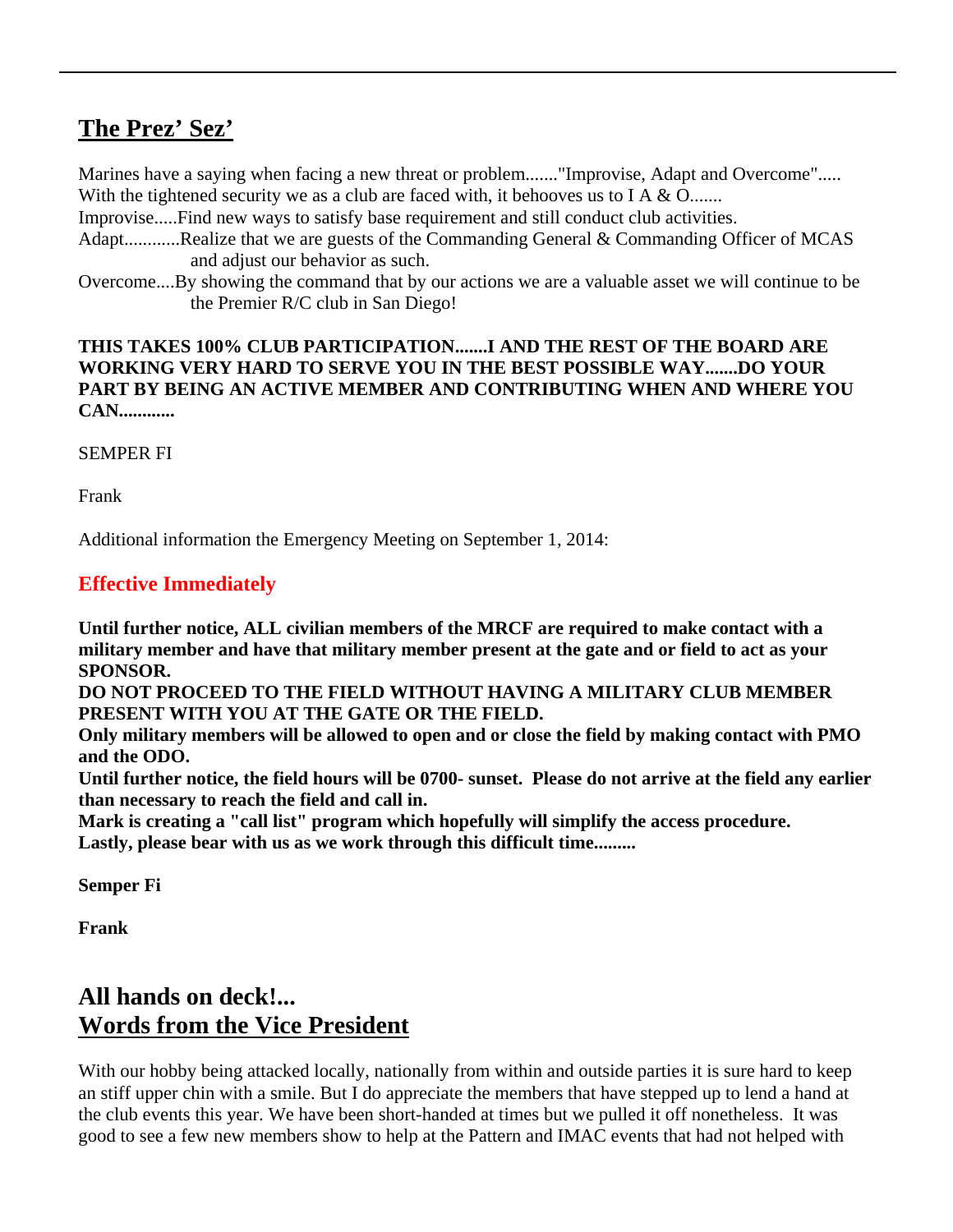## The Prez' Sez'

Marines have a saying when facing a new threat or problem......."Improvise, Adapt and Overcome".....
With the tightened security we as a club are faced with, it behooves us to I A & O.......

Improvise.....Find new ways to satisfy base requirement and still conduct club activities.

Adapt............Realize that we are guests of the Commanding General & Commanding Officer of MCAS and adjust our behavior as such.

Overcome....By showing the command that by our actions we are a valuable asset we will continue to be the Premier R/C club in San Diego!

**THIS TAKES 100% CLUB PARTICIPATION.......I AND THE REST OF THE BOARD ARE WORKING VERY HARD TO SERVE YOU IN THE BEST POSSIBLE WAY.......DO YOUR PART BY BEING AN ACTIVE MEMBER AND CONTRIBUTING WHEN AND WHERE YOU CAN............**

SEMPER FI

Frank

Additional information the Emergency Meeting on September 1, 2014:

### Effective Immediately

**Until further notice, ALL civilian members of the MRCF are required to make contact with a military member and have that military member present at the gate and or field to act as your SPONSOR.**
**DO NOT PROCEED TO THE FIELD WITHOUT HAVING A MILITARY CLUB MEMBER PRESENT WITH YOU AT THE GATE OR THE FIELD.**
**Only military members will be allowed to open and or close the field by making contact with PMO and the ODO.**
**Until further notice, the field hours will be 0700- sunset. Please do not arrive at the field any earlier than necessary to reach the field and call in.**
**Mark is creating a "call list" program which hopefully will simplify the access procedure.**
**Lastly, please bear with us as we work through this difficult time.........**

**Semper Fi**

**Frank**

## All hands on deck!...
## Words from the Vice President

With our hobby being attacked locally, nationally from within and outside parties it is sure hard to keep an stiff upper chin with a smile. But I do appreciate the members that have stepped up to lend a hand at the club events this year. We have been short-handed at times but we pulled it off nonetheless. It was good to see a few new members show to help at the Pattern and IMAC events that had not helped with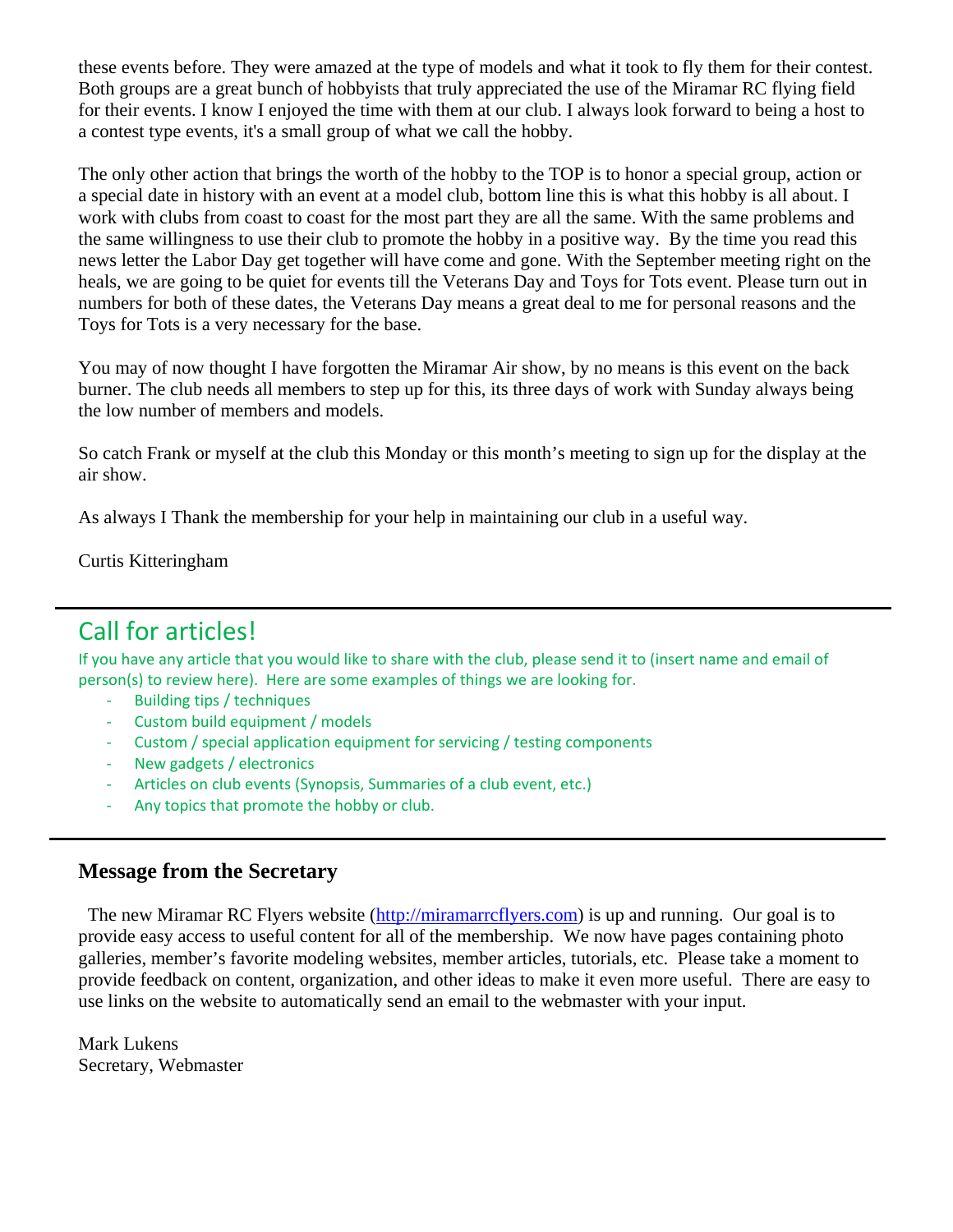these events before. They were amazed at the type of models and what it took to fly them for their contest. Both groups are a great bunch of hobbyists that truly appreciated the use of the Miramar RC flying field for their events. I know I enjoyed the time with them at our club. I always look forward to being a host to a contest type events, it's a small group of what we call the hobby.

The only other action that brings the worth of the hobby to the TOP is to honor a special group, action or a special date in history with an event at a model club, bottom line this is what this hobby is all about. I work with clubs from coast to coast for the most part they are all the same. With the same problems and the same willingness to use their club to promote the hobby in a positive way. By the time you read this news letter the Labor Day get together will have come and gone. With the September meeting right on the heals, we are going to be quiet for events till the Veterans Day and Toys for Tots event. Please turn out in numbers for both of these dates, the Veterans Day means a great deal to me for personal reasons and the Toys for Tots is a very necessary for the base.

You may of now thought I have forgotten the Miramar Air show, by no means is this event on the back burner. The club needs all members to step up for this, its three days of work with Sunday always being the low number of members and models.

So catch Frank or myself at the club this Monday or this month's meeting to sign up for the display at the air show.

As always I Thank the membership for your help in maintaining our club in a useful way.

Curtis Kitteringham

---

## Call for articles!

If you have any article that you would like to share with the club, please send it to (insert name and email of person(s) to review here). Here are some examples of things we are looking for.

- Building tips / techniques
- Custom build equipment / models
- Custom / special application equipment for servicing / testing components
- New gadgets / electronics
- Articles on club events (Synopsis, Summaries of a club event, etc.)
- Any topics that promote the hobby or club.

---

### Message from the Secretary

The new Miramar RC Flyers website (http://miramarrcflyers.com) is up and running. Our goal is to provide easy access to useful content for all of the membership. We now have pages containing photo galleries, member's favorite modeling websites, member articles, tutorials, etc. Please take a moment to provide feedback on content, organization, and other ideas to make it even more useful. There are easy to use links on the website to automatically send an email to the webmaster with your input.

Mark Lukens
Secretary, Webmaster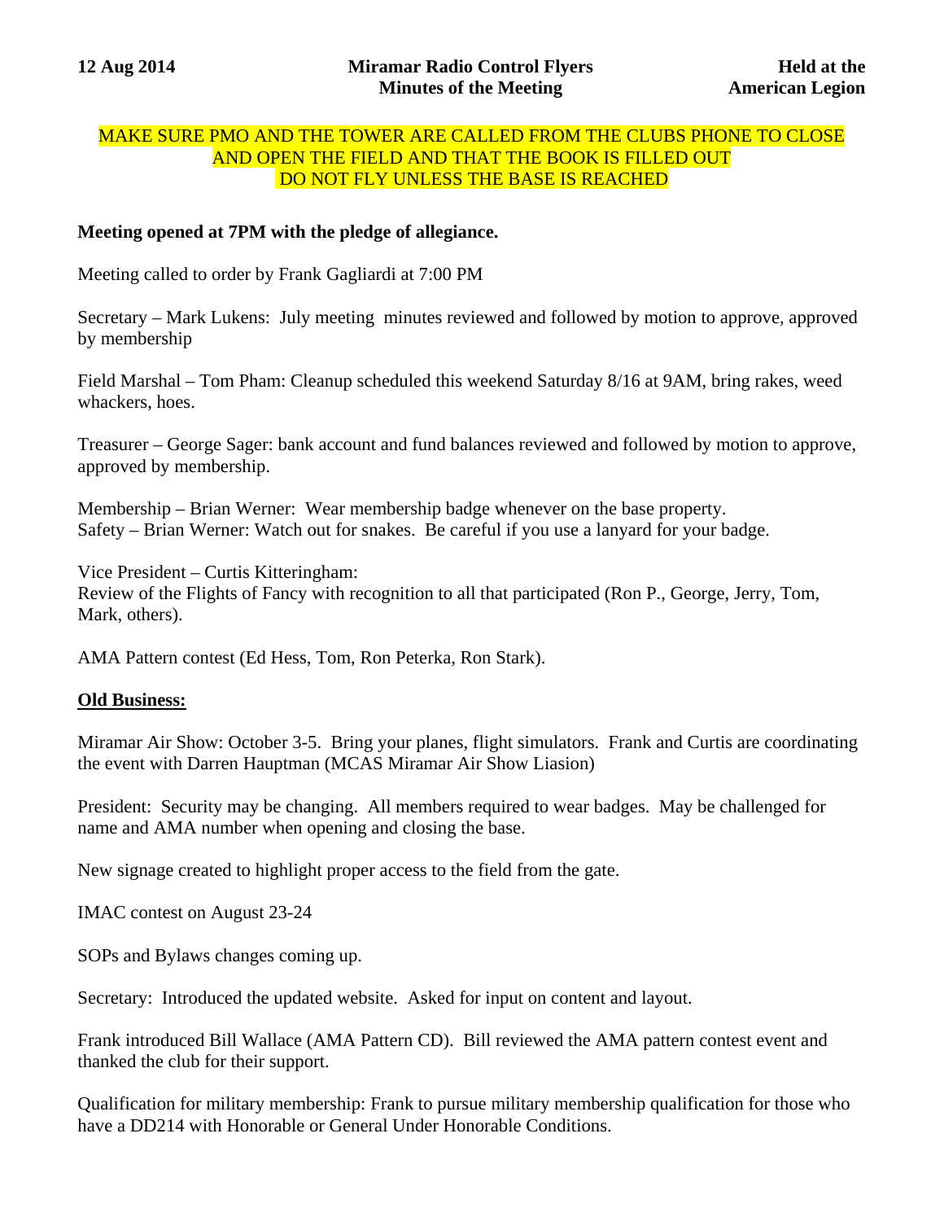**12 Aug 2014** **Miramar Radio Control Flyers Minutes of the Meeting** **Held at the American Legion**

MAKE SURE PMO AND THE TOWER ARE CALLED FROM THE CLUBS PHONE TO CLOSE AND OPEN THE FIELD AND THAT THE BOOK IS FILLED OUT
DO NOT FLY UNLESS THE BASE IS REACHED

**Meeting opened at 7PM with the pledge of allegiance.**

Meeting called to order by Frank Gagliardi at 7:00 PM

Secretary – Mark Lukens: July meeting minutes reviewed and followed by motion to approve, approved by membership

Field Marshal – Tom Pham: Cleanup scheduled this weekend Saturday 8/16 at 9AM, bring rakes, weed whackers, hoes.

Treasurer – George Sager: bank account and fund balances reviewed and followed by motion to approve, approved by membership.

Membership – Brian Werner: Wear membership badge whenever on the base property.
Safety – Brian Werner: Watch out for snakes. Be careful if you use a lanyard for your badge.

Vice President – Curtis Kitteringham:
Review of the Flights of Fancy with recognition to all that participated (Ron P., George, Jerry, Tom, Mark, others).

AMA Pattern contest (Ed Hess, Tom, Ron Peterka, Ron Stark).

**Old Business:**

Miramar Air Show: October 3-5. Bring your planes, flight simulators. Frank and Curtis are coordinating the event with Darren Hauptman (MCAS Miramar Air Show Liasion)

President: Security may be changing. All members required to wear badges. May be challenged for name and AMA number when opening and closing the base.

New signage created to highlight proper access to the field from the gate.

IMAC contest on August 23-24

SOPs and Bylaws changes coming up.

Secretary: Introduced the updated website. Asked for input on content and layout.

Frank introduced Bill Wallace (AMA Pattern CD). Bill reviewed the AMA pattern contest event and thanked the club for their support.

Qualification for military membership: Frank to pursue military membership qualification for those who have a DD214 with Honorable or General Under Honorable Conditions.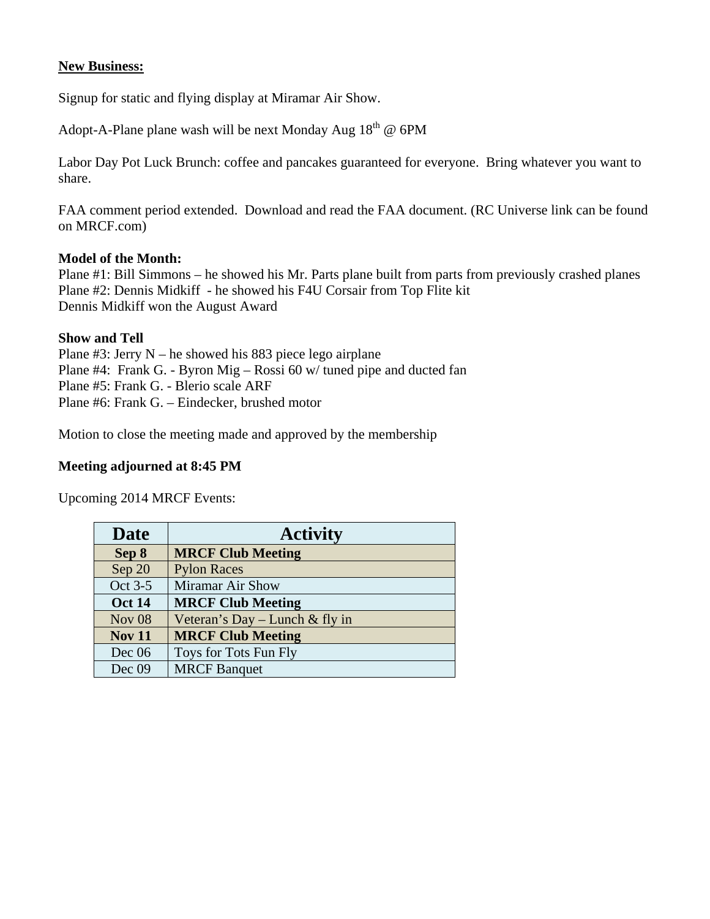**New Business:**

Signup for static and flying display at Miramar Air Show.

Adopt-A-Plane plane wash will be next Monday Aug 18th @ 6PM

Labor Day Pot Luck Brunch: coffee and pancakes guaranteed for everyone. Bring whatever you want to share.

FAA comment period extended. Download and read the FAA document. (RC Universe link can be found on MRCF.com)

**Model of the Month:**
Plane #1: Bill Simmons – he showed his Mr. Parts plane built from parts from previously crashed planes
Plane #2: Dennis Midkiff - he showed his F4U Corsair from Top Flite kit
Dennis Midkiff won the August Award

**Show and Tell**
Plane #3: Jerry N – he showed his 883 piece lego airplane
Plane #4: Frank G. - Byron Mig – Rossi 60 w/ tuned pipe and ducted fan
Plane #5: Frank G. - Blerio scale ARF
Plane #6: Frank G. – Eindecker, brushed motor

Motion to close the meeting made and approved by the membership

**Meeting adjourned at 8:45 PM**

Upcoming 2014 MRCF Events:

| Date | Activity |
|---|---|
| **Sep 8** | **MRCF Club Meeting** |
| Sep 20 | Pylon Races |
| Oct 3-5 | Miramar Air Show |
| **Oct 14** | **MRCF Club Meeting** |
| Nov 08 | Veteran's Day – Lunch & fly in |
| **Nov 11** | **MRCF Club Meeting** |
| Dec 06 | Toys for Tots Fun Fly |
| Dec 09 | MRCF Banquet |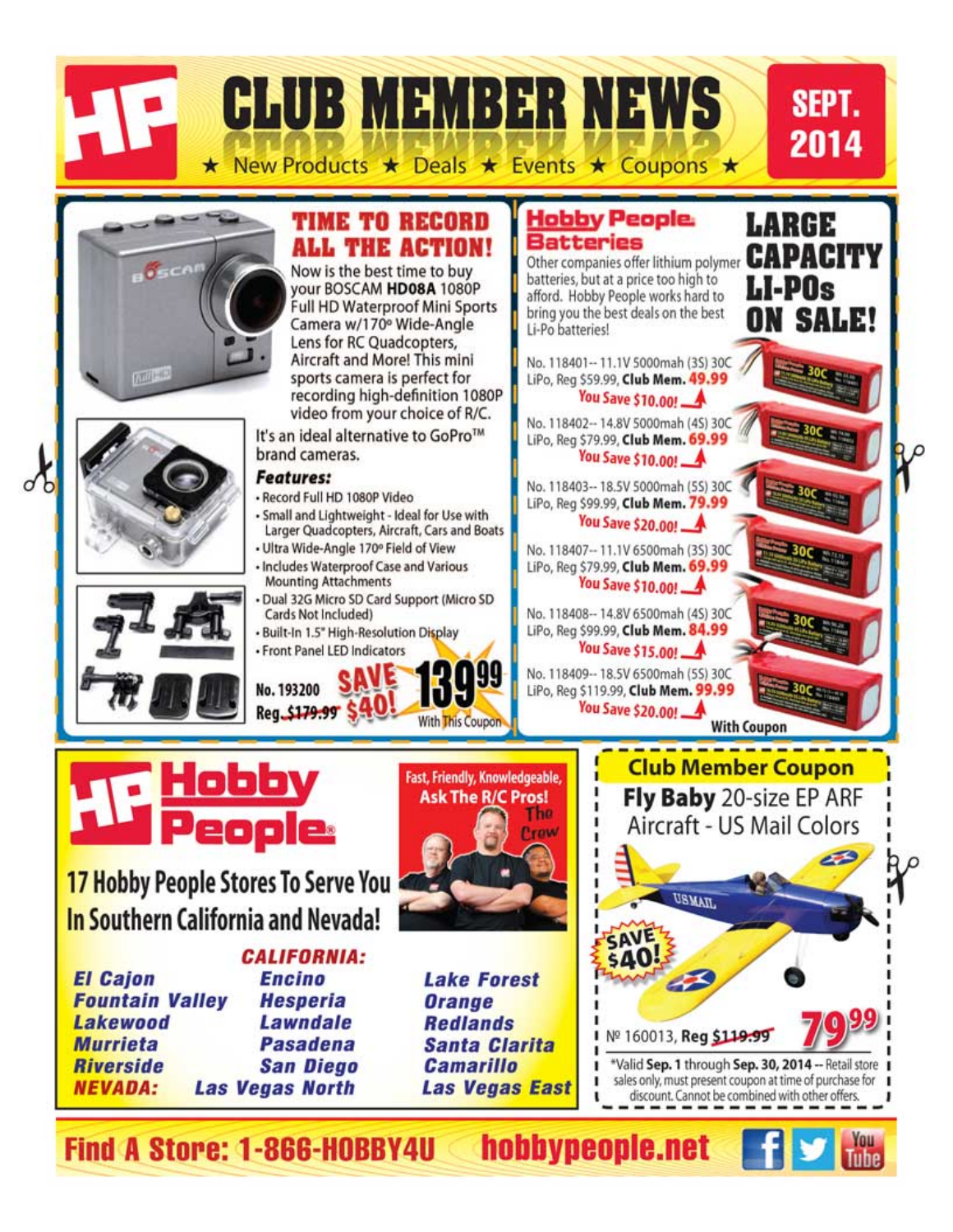# CLUB MEMBER NEWS

★ New Products ★ Deals ★ Events ★ Coupons ★

**SEPT. 2014**

## TIME TO RECORD ALL THE ACTION!

Now is the best time to buy your BOSCAM **HD08A** 1080P Full HD Waterproof Mini Sports Camera w/170º Wide-Angle Lens for RC Quadcopters, Aircraft and More! This mini sports camera is perfect for recording high-definition 1080P video from your choice of R/C.

It's an ideal alternative to GoPro™ brand cameras.

### *Features:*

- Record Full HD 1080P Video
- Small and Lightweight - Ideal for Use with Larger Quadcopters, Aircraft, Cars and Boats
- Ultra Wide-Angle 170º Field of View
- Includes Waterproof Case and Various Mounting Attachments
- Dual 32G Micro SD Card Support (Micro SD Cards Not Included)
- Built-In 1.5" High-Resolution Display
- Front Panel LED Indicators

**No. 193200**
**Reg. ~~$179.99~~**

SAVE $40!

**139.99** With This Coupon

## Hobby People Batteries

## LARGE CAPACITY LI-POs ON SALE!

Other companies offer lithium polymer batteries, but at a price too high to afford. Hobby People works hard to bring you the best deals on the best Li-Po batteries!

No. 118401-- 11.1V 5000mah (3S) 30C LiPo, Reg $59.99, **Club Mem. 49.99**
You Save $10.00!

No. 118402-- 14.8V 5000mah (4S) 30C LiPo, Reg $79.99, **Club Mem. 69.99**
You Save $10.00!

No. 118403-- 18.5V 5000mah (5S) 30C LiPo, Reg $99.99, **Club Mem. 79.99**
You Save $20.00!

No. 118407-- 11.1V 6500mah (3S) 30C LiPo, Reg $79.99, **Club Mem. 69.99**
You Save $10.00!

No. 118408-- 14.8V 6500mah (4S) 30C LiPo, Reg $99.99, **Club Mem. 84.99**
You Save $15.00!

No. 118409-- 18.5V 6500mah (5S) 30C LiPo, Reg $119.99, **Club Mem. 99.99**
You Save $20.00!

**With Coupon**

## Hobby People®

Fast, Friendly, Knowledgeable, Ask The R/C Pros! The Crew

### 17 Hobby People Stores To Serve You In Southern California and Nevada!

**CALIFORNIA:**

El Cajon, Fountain Valley, Lakewood, Murrieta, Riverside, Encino, Hesperia, Lawndale, Pasadena, San Diego, Lake Forest, Orange, Redlands, Santa Clarita, Camarillo

**NEVADA:** Las Vegas North, Las Vegas East

## Club Member Coupon

**Fly Baby** 20-size EP ARF Aircraft - US Mail Colors

SAVE $40!

№ 160013, **Reg ~~$119.99~~** **79.99**

*Valid **Sep. 1** through **Sep. 30, 2014** -- Retail store sales only, must present coupon at time of purchase for discount. Cannot be combined with other offers.

**Find A Store: 1-866-HOBBY4U** **hobbypeople.net**